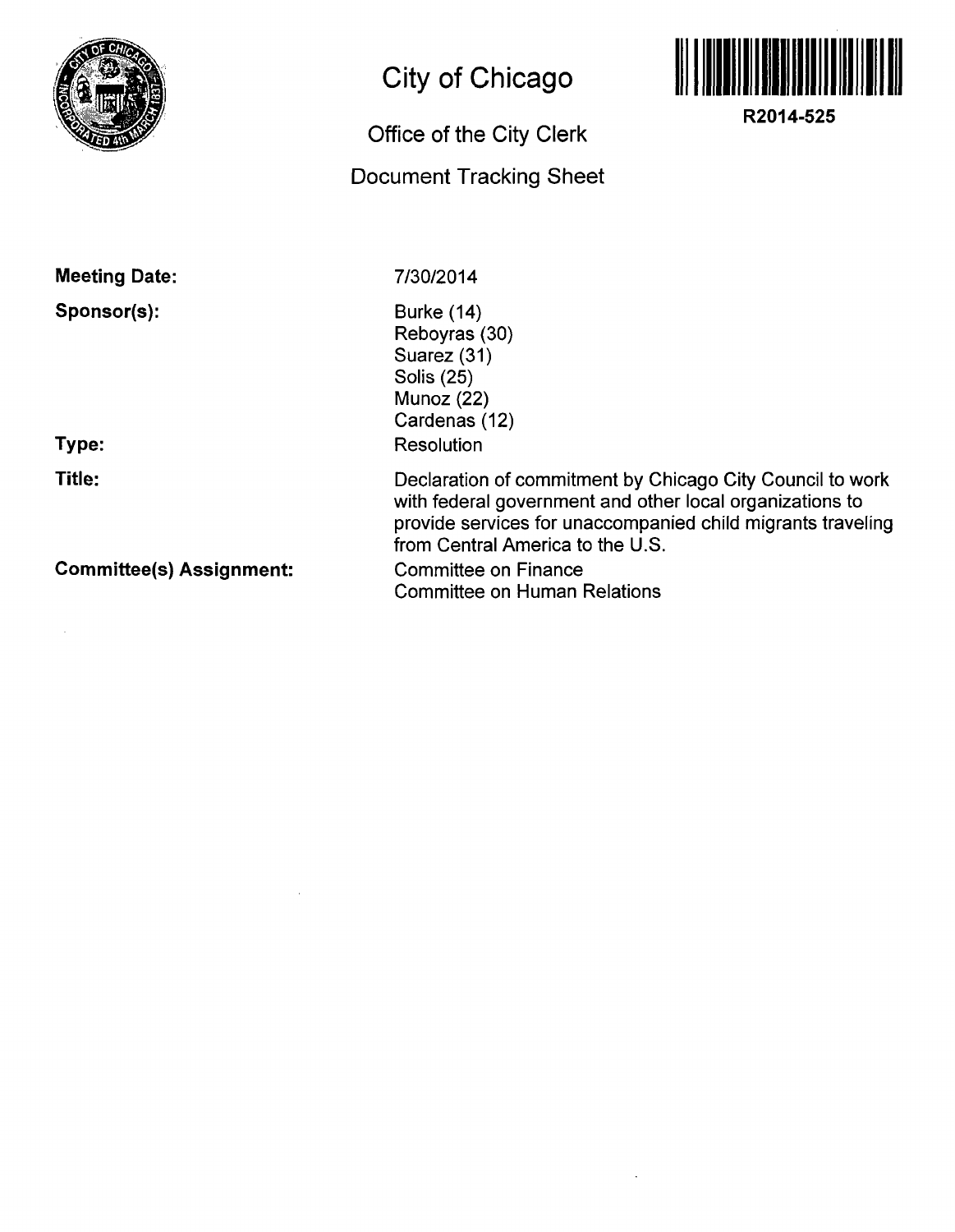# City of Chicago

## Office of the City Clerk

## Document Tracking Sheet

**R2014-525**

**Meeting Date:** 7/30/2014

**Sponsor(s):**
Burke (14)
Reboyras (30)
Suarez (31)
Solis (25)
Munoz (22)
Cardenas (12)

**Type:** Resolution

**Title:** Declaration of commitment by Chicago City Council to work with federal government and other local organizations to provide services for unaccompanied child migrants traveling from Central America to the U.S.

**Committee(s) Assignment:**
Committee on Finance
Committee on Human Relations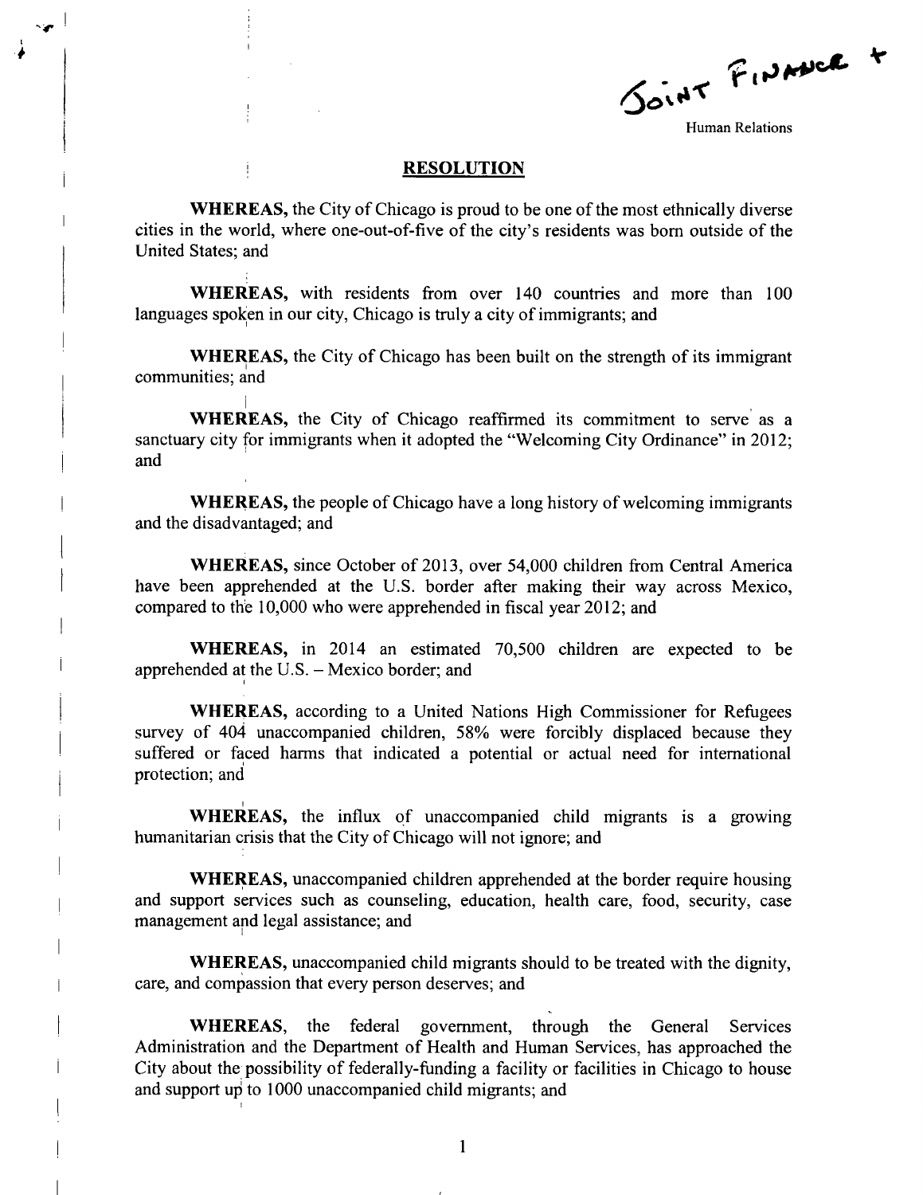Joint Finance +

Human Relations

## RESOLUTION

**WHEREAS,** the City of Chicago is proud to be one of the most ethnically diverse cities in the world, where one-out-of-five of the city's residents was born outside of the United States; and

**WHEREAS,** with residents from over 140 countries and more than 100 languages spoken in our city, Chicago is truly a city of immigrants; and

**WHEREAS,** the City of Chicago has been built on the strength of its immigrant communities; and

**WHEREAS,** the City of Chicago reaffirmed its commitment to serve as a sanctuary city for immigrants when it adopted the "Welcoming City Ordinance" in 2012; and

**WHEREAS,** the people of Chicago have a long history of welcoming immigrants and the disadvantaged; and

**WHEREAS,** since October of 2013, over 54,000 children from Central America have been apprehended at the U.S. border after making their way across Mexico, compared to the 10,000 who were apprehended in fiscal year 2012; and

**WHEREAS,** in 2014 an estimated 70,500 children are expected to be apprehended at the U.S. – Mexico border; and

**WHEREAS,** according to a United Nations High Commissioner for Refugees survey of 404 unaccompanied children, 58% were forcibly displaced because they suffered or faced harms that indicated a potential or actual need for international protection; and

**WHEREAS,** the influx of unaccompanied child migrants is a growing humanitarian crisis that the City of Chicago will not ignore; and

**WHEREAS,** unaccompanied children apprehended at the border require housing and support services such as counseling, education, health care, food, security, case management and legal assistance; and

**WHEREAS,** unaccompanied child migrants should to be treated with the dignity, care, and compassion that every person deserves; and

**WHEREAS,** the federal government, through the General Services Administration and the Department of Health and Human Services, has approached the City about the possibility of federally-funding a facility or facilities in Chicago to house and support up to 1000 unaccompanied child migrants; and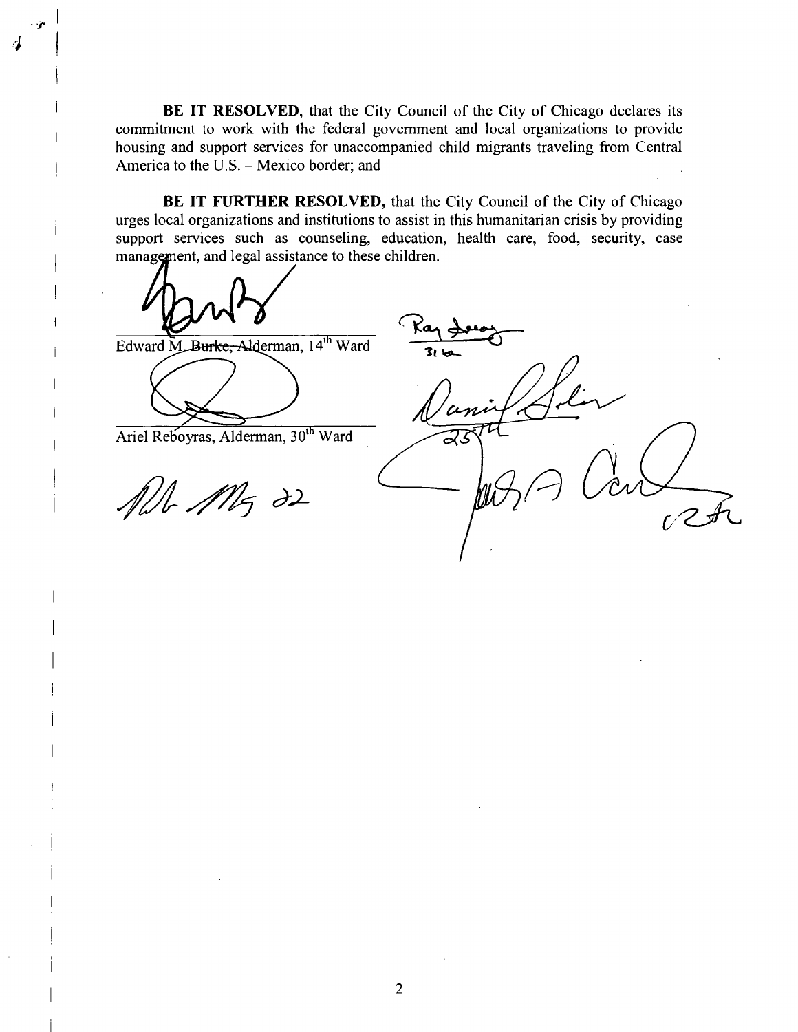**BE IT RESOLVED**, that the City Council of the City of Chicago declares its commitment to work with the federal government and local organizations to provide housing and support services for unaccompanied child migrants traveling from Central America to the U.S. – Mexico border; and

**BE IT FURTHER RESOLVED,** that the City Council of the City of Chicago urges local organizations and institutions to assist in this humanitarian crisis by providing support services such as counseling, education, health care, food, security, case management, and legal assistance to these children.

Edward M. Burke, Alderman, 14th Ward

Ariel Reboyras, Alderman, 30th Ward

22

31st

25th

12th